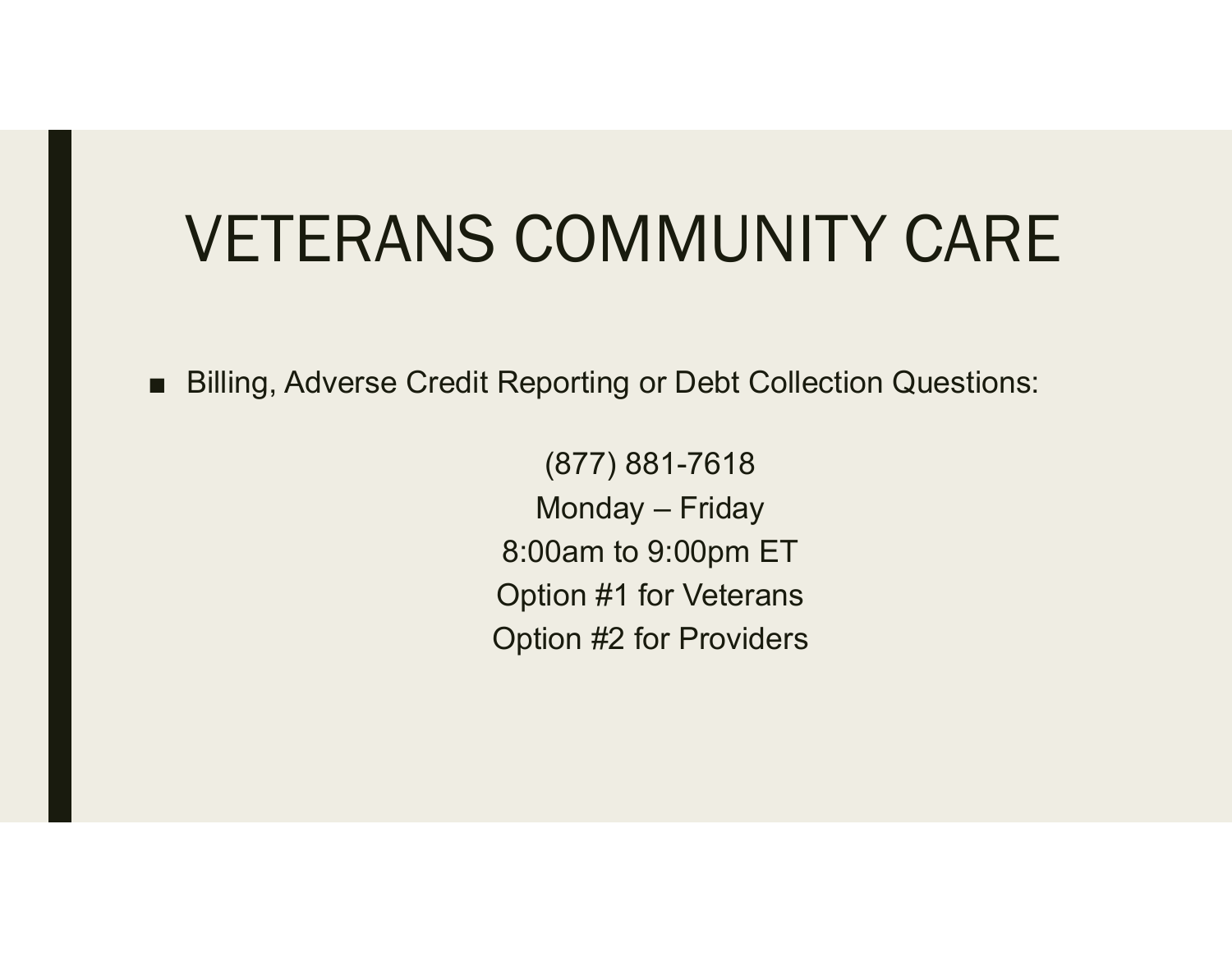# VETERANS COMMUNITY CARE

- Billing, Adverse Credit Reporting or Debt Collection Questions:

(877) 881-7618
Monday – Friday
8:00am to 9:00pm ET
Option #1 for Veterans
Option #2 for Providers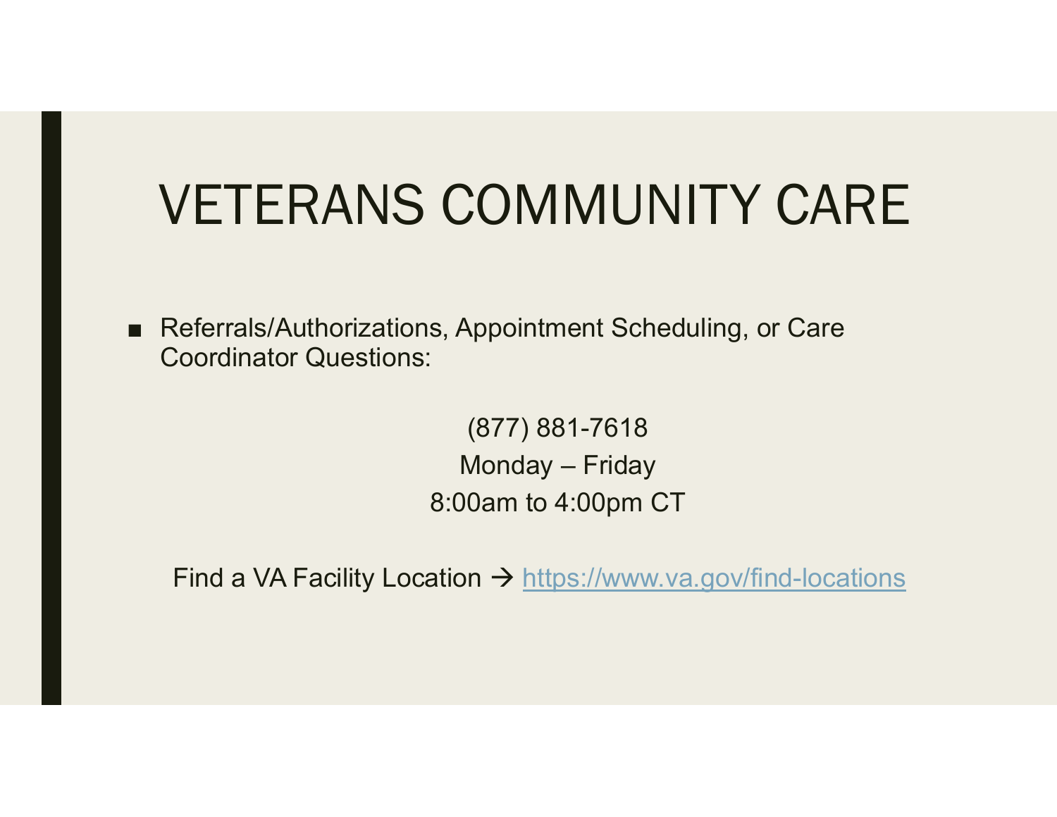# VETERANS COMMUNITY CARE

- Referrals/Authorizations, Appointment Scheduling, or Care Coordinator Questions:

(877) 881-7618

Monday – Friday

8:00am to 4:00pm CT

Find a VA Facility Location → [https://www.va.gov/find-locations](https://www.va.gov/find-locations)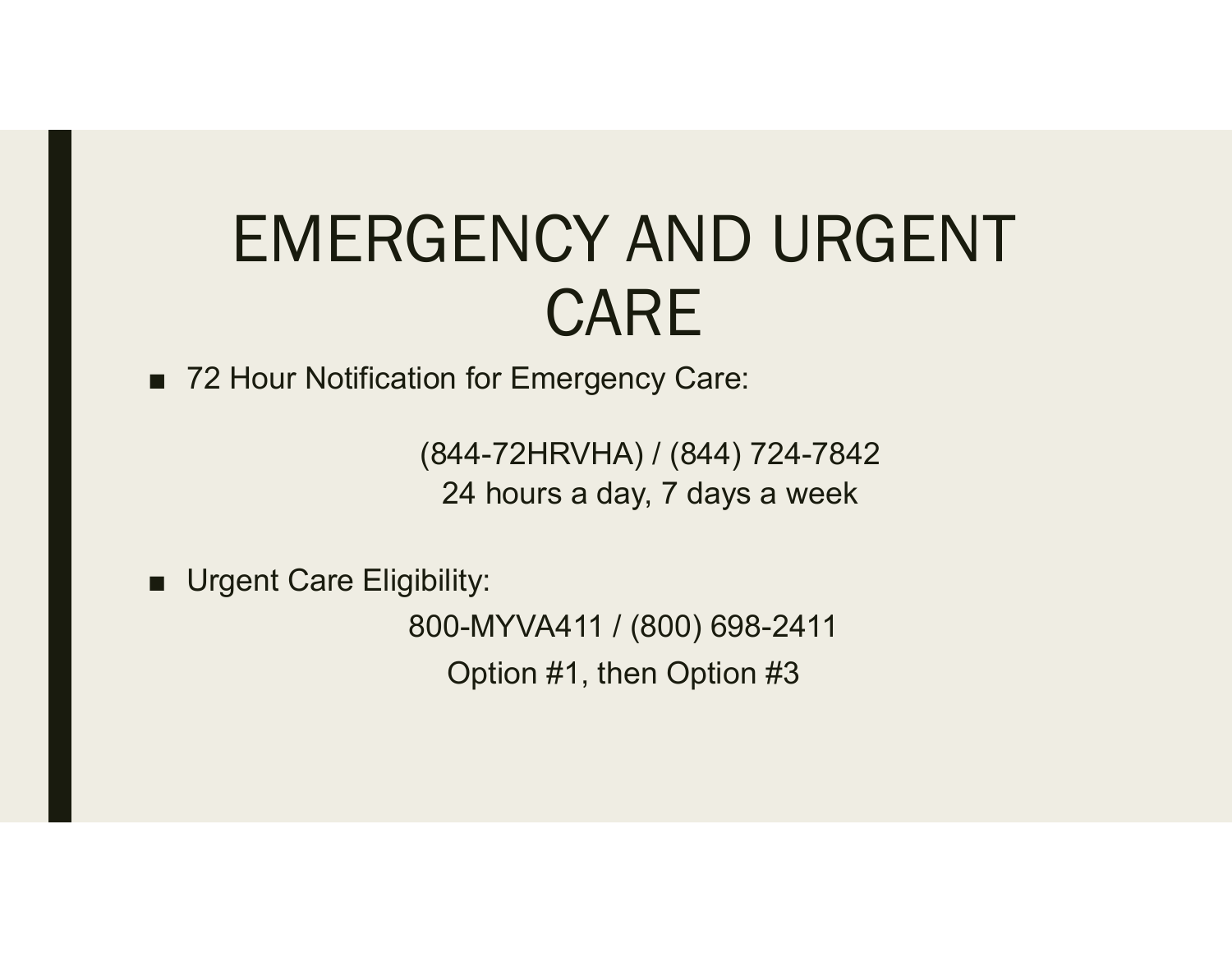# EMERGENCY AND URGENT CARE

- 72 Hour Notification for Emergency Care:

  (844-72HRVHA) / (844) 724-7842
  24 hours a day, 7 days a week

- Urgent Care Eligibility:

  800-MYVA411 / (800) 698-2411
  Option #1, then Option #3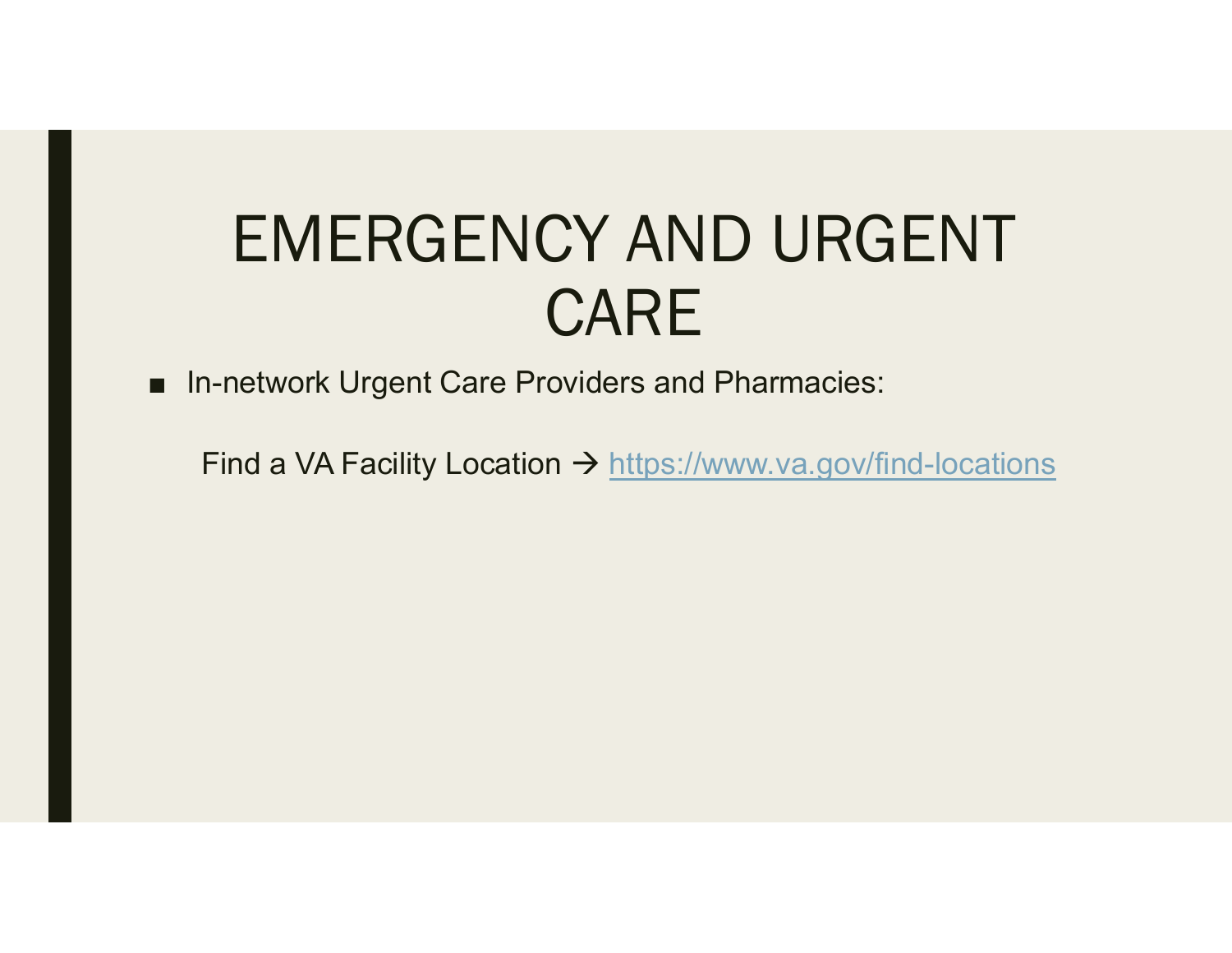# EMERGENCY AND URGENT CARE

- In-network Urgent Care Providers and Pharmacies:

  Find a VA Facility Location → https://www.va.gov/find-locations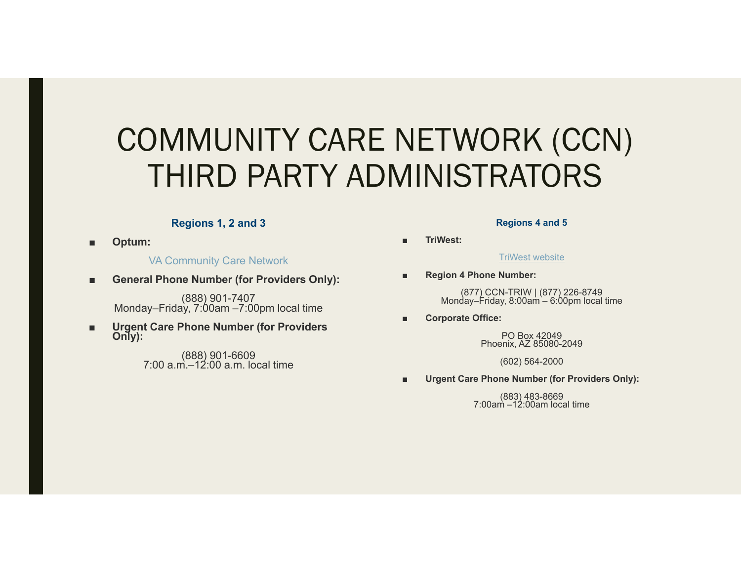# COMMUNITY CARE NETWORK (CCN) THIRD PARTY ADMINISTRATORS

### Regions 1, 2 and 3

- **Optum:**

  VA Community Care Network

- **General Phone Number (for Providers Only):**

  (888) 901-7407
  Monday–Friday, 7:00am –7:00pm local time

- **Urgent Care Phone Number (for Providers Only):**

  (888) 901-6609
  7:00 a.m.–12:00 a.m. local time

### Regions 4 and 5

- **TriWest:**

  TriWest website

- **Region 4 Phone Number:**

  (877) CCN-TRIW | (877) 226-8749
  Monday–Friday, 8:00am – 6:00pm local time

- **Corporate Office:**

  PO Box 42049
  Phoenix, AZ 85080-2049

  (602) 564-2000

- **Urgent Care Phone Number (for Providers Only):**

  (883) 483-8669
  7:00am –12:00am local time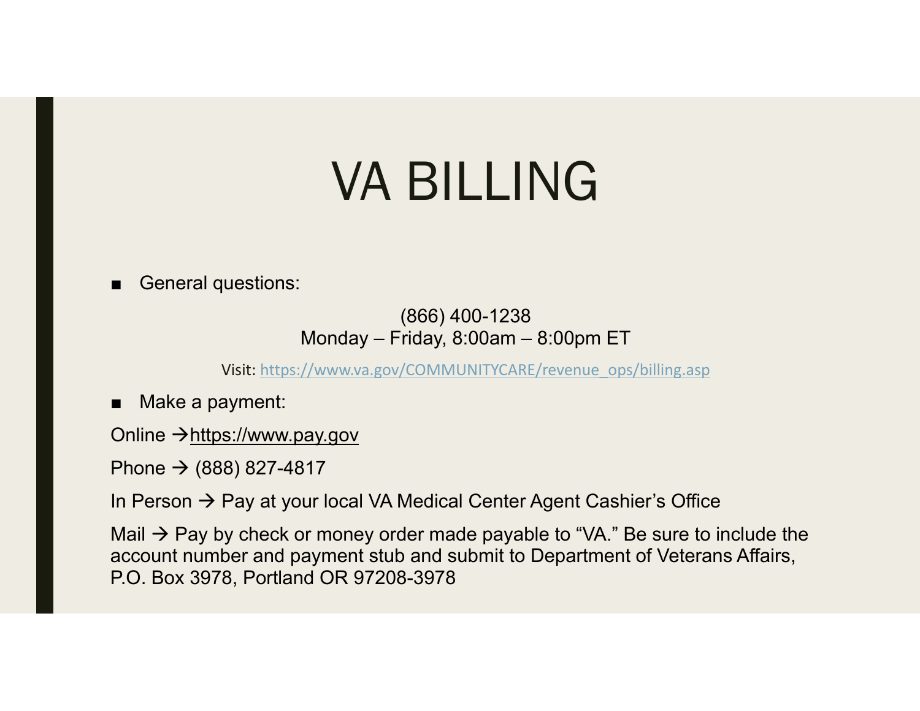# VA BILLING

- General questions:

(866) 400-1238
Monday – Friday, 8:00am – 8:00pm ET

Visit: https://www.va.gov/COMMUNITYCARE/revenue_ops/billing.asp

- Make a payment:

Online → https://www.pay.gov

Phone → (888) 827-4817

In Person → Pay at your local VA Medical Center Agent Cashier's Office

Mail → Pay by check or money order made payable to "VA." Be sure to include the account number and payment stub and submit to Department of Veterans Affairs, P.O. Box 3978, Portland OR 97208-3978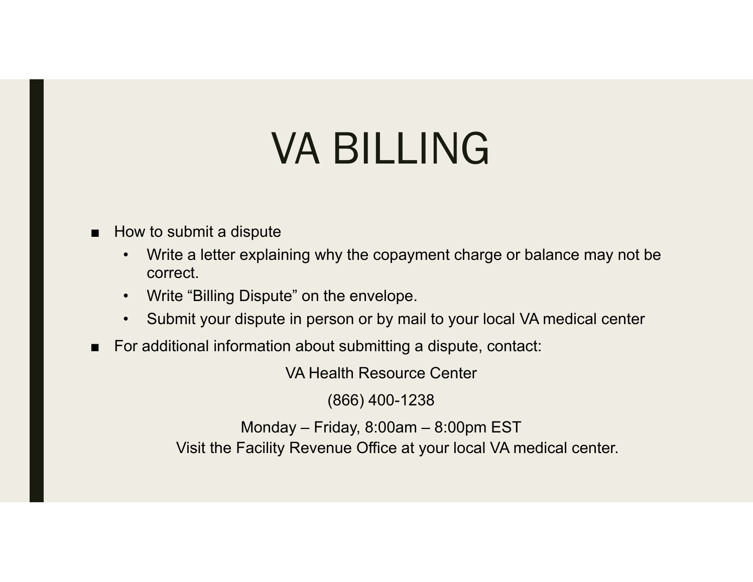# VA BILLING

- How to submit a dispute
  - Write a letter explaining why the copayment charge or balance may not be correct.
  - Write “Billing Dispute” on the envelope.
  - Submit your dispute in person or by mail to your local VA medical center
- For additional information about submitting a dispute, contact:

VA Health Resource Center

(866) 400-1238

Monday – Friday, 8:00am – 8:00pm EST

Visit the Facility Revenue Office at your local VA medical center.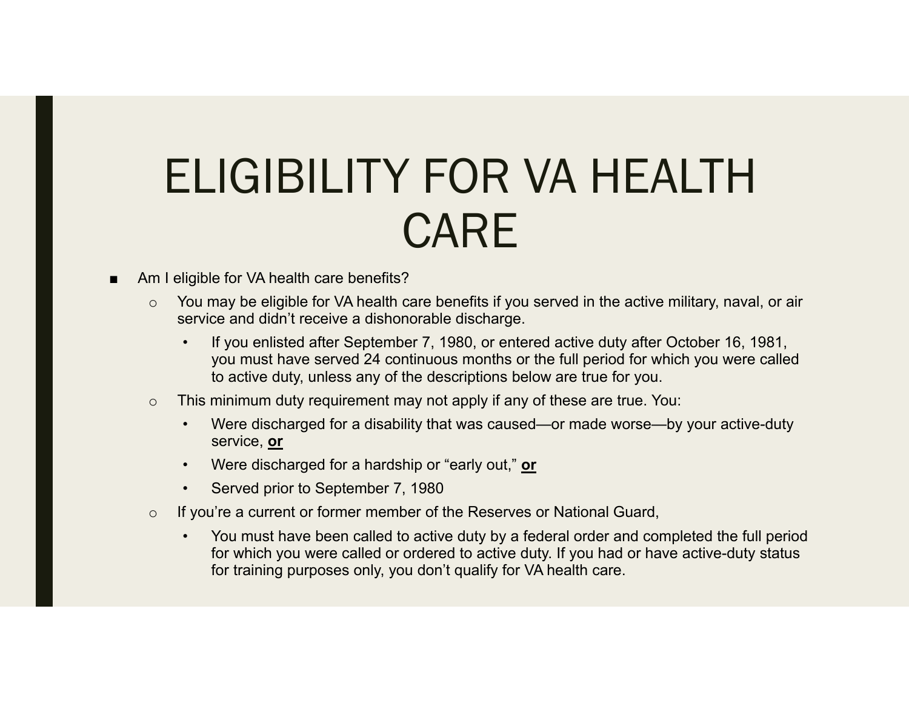# ELIGIBILITY FOR VA HEALTH CARE

- Am I eligible for VA health care benefits?
  - You may be eligible for VA health care benefits if you served in the active military, naval, or air service and didn't receive a dishonorable discharge.
    - If you enlisted after September 7, 1980, or entered active duty after October 16, 1981, you must have served 24 continuous months or the full period for which you were called to active duty, unless any of the descriptions below are true for you.
  - This minimum duty requirement may not apply if any of these are true. You:
    - Were discharged for a disability that was caused—or made worse—by your active-duty service, **or**
    - Were discharged for a hardship or "early out," **or**
    - Served prior to September 7, 1980
  - If you're a current or former member of the Reserves or National Guard,
    - You must have been called to active duty by a federal order and completed the full period for which you were called or ordered to active duty. If you had or have active-duty status for training purposes only, you don't qualify for VA health care.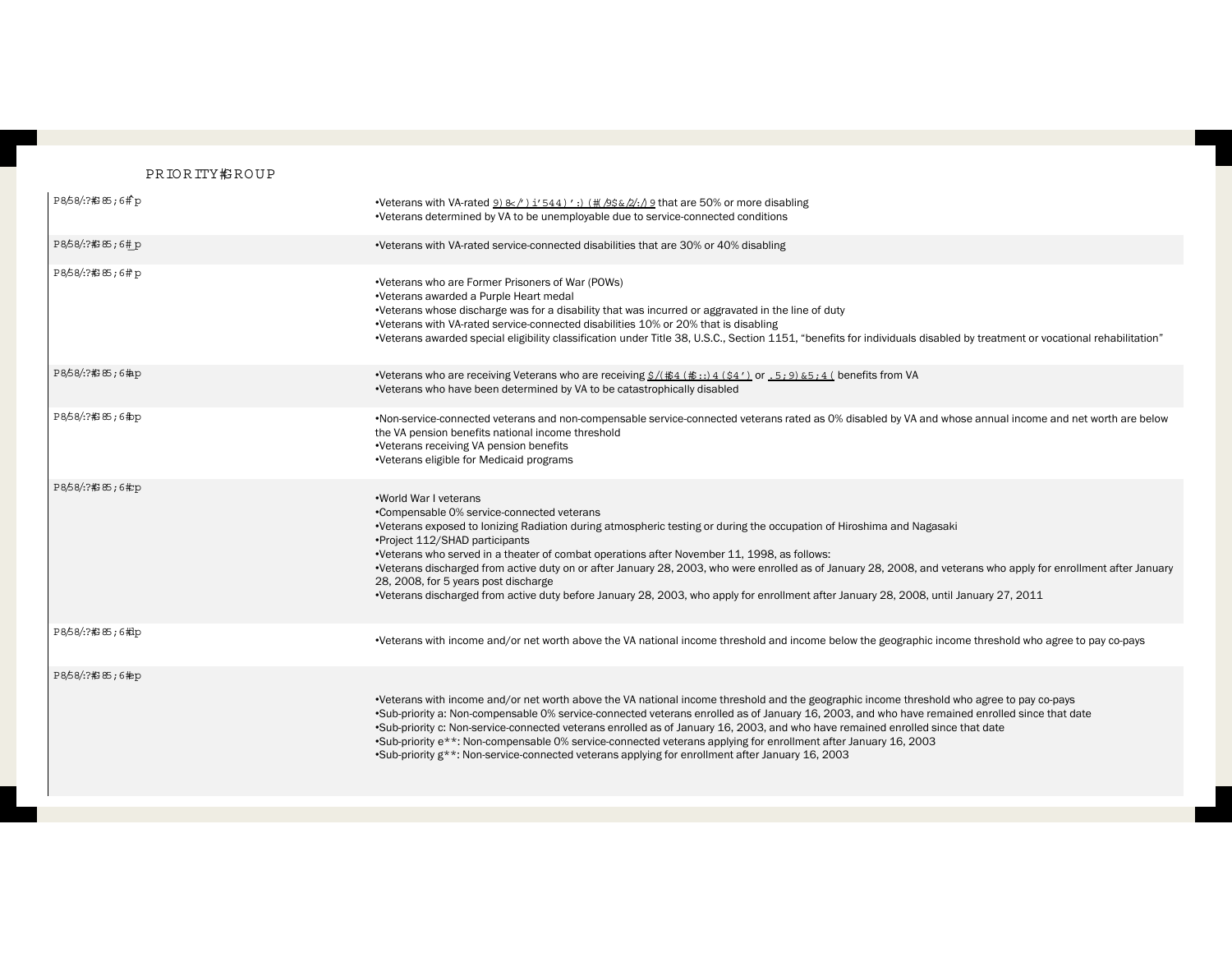| PRIORITY GROUP | |
|---|---|
| P8/58/:?#3 85 ; 6# p | •Veterans with VA-rated 9) 8</ ) i'544) ' :) (#(/9$&/2/:/) 9 that are 50% or more disabling<br>•Veterans determined by VA to be unemployable due to service-connected conditions |
| P8/58/:?#3 85 ; 6# p | •Veterans with VA-rated service-connected disabilities that are 30% or 40% disabling |
| P8/58/:?#3 85 ; 6# p | •Veterans who are Former Prisoners of War (POWs)<br>•Veterans awarded a Purple Heart medal<br>•Veterans whose discharge was for a disability that was incurred or aggravated in the line of duty<br>•Veterans with VA-rated service-connected disabilities 10% or 20% that is disabling<br>•Veterans awarded special eligibility classification under Title 38, U.S.C., Section 1151, "benefits for individuals disabled by treatment or vocational rehabilitation" |
| P8/58/:?#3 85 ; 6# p | •Veterans who are receiving Veterans who are receiving $/(#$4 (#$::) 4 ($4') or .5;9)&5;4( benefits from VA<br>•Veterans who have been determined by VA to be catastrophically disabled |
| P8/58/:?#3 85 ; 6# p | •Non-service-connected veterans and non-compensable service-connected veterans rated as 0% disabled by VA and whose annual income and net worth are below the VA pension benefits national income threshold<br>•Veterans receiving VA pension benefits<br>•Veterans eligible for Medicaid programs |
| P8/58/:?#3 85 ; 6# p | •World War I veterans<br>•Compensable 0% service-connected veterans<br>•Veterans exposed to Ionizing Radiation during atmospheric testing or during the occupation of Hiroshima and Nagasaki<br>•Project 112/SHAD participants<br>•Veterans who served in a theater of combat operations after November 11, 1998, as follows:<br>•Veterans discharged from active duty on or after January 28, 2003, who were enrolled as of January 28, 2008, and veterans who apply for enrollment after January 28, 2008, for 5 years post discharge<br>•Veterans discharged from active duty before January 28, 2003, who apply for enrollment after January 28, 2008, until January 27, 2011 |
| P8/58/:?#3 85 ; 6# p | •Veterans with income and/or net worth above the VA national income threshold and income below the geographic income threshold who agree to pay co-pays |
| P8/58/:?#3 85 ; 6# p | •Veterans with income and/or net worth above the VA national income threshold and the geographic income threshold who agree to pay co-pays<br>•Sub-priority a: Non-compensable 0% service-connected veterans enrolled as of January 16, 2003, and who have remained enrolled since that date<br>•Sub-priority c: Non-service-connected veterans enrolled as of January 16, 2003, and who have remained enrolled since that date<br>•Sub-priority e**: Non-compensable 0% service-connected veterans applying for enrollment after January 16, 2003<br>•Sub-priority g**: Non-service-connected veterans applying for enrollment after January 16, 2003 |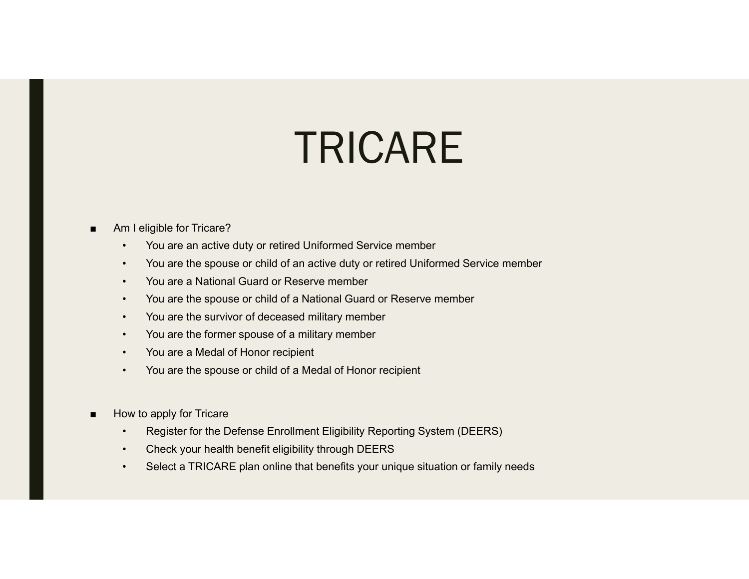# TRICARE

- Am I eligible for Tricare?
  - You are an active duty or retired Uniformed Service member
  - You are the spouse or child of an active duty or retired Uniformed Service member
  - You are a National Guard or Reserve member
  - You are the spouse or child of a National Guard or Reserve member
  - You are the survivor of deceased military member
  - You are the former spouse of a military member
  - You are a Medal of Honor recipient
  - You are the spouse or child of a Medal of Honor recipient

- How to apply for Tricare
  - Register for the Defense Enrollment Eligibility Reporting System (DEERS)
  - Check your health benefit eligibility through DEERS
  - Select a TRICARE plan online that benefits your unique situation or family needs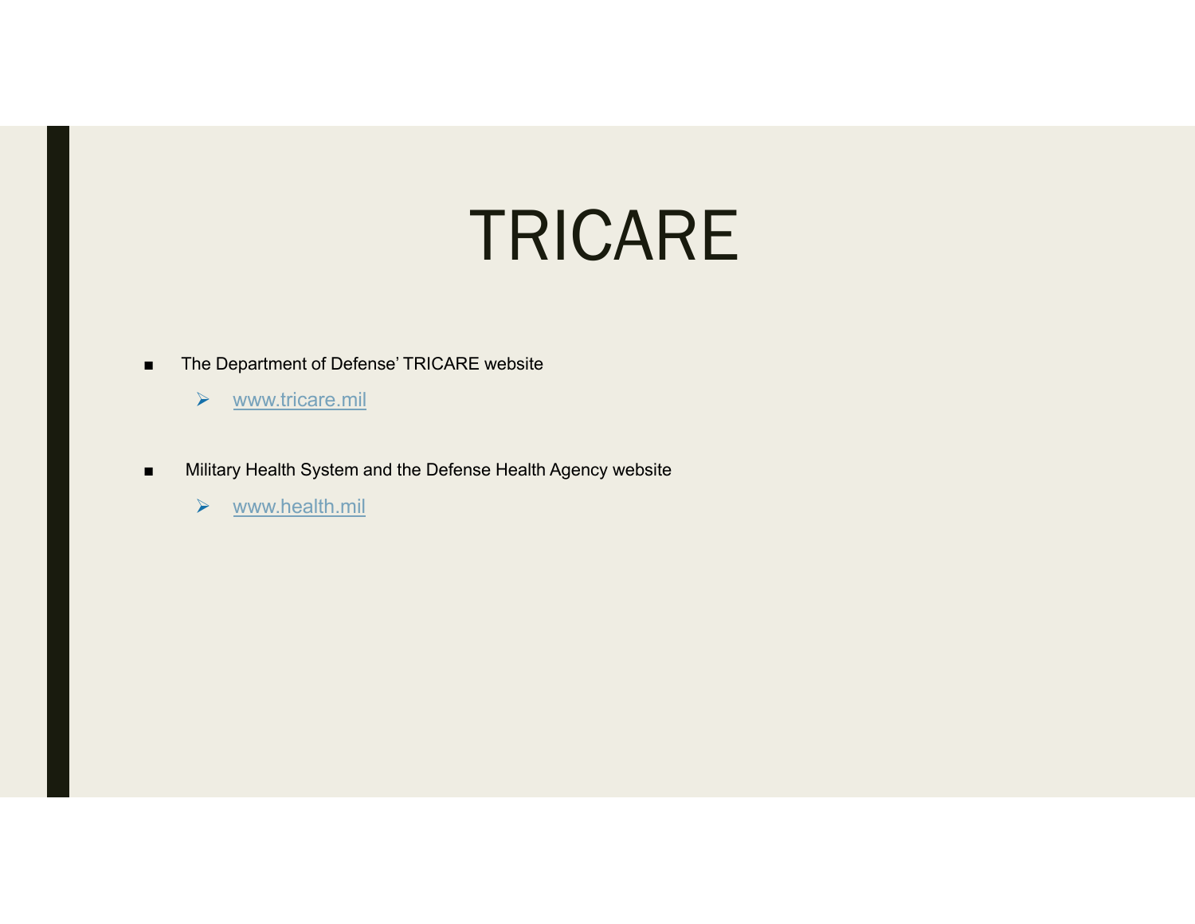# TRICARE

- The Department of Defense' TRICARE website
  - [www.tricare.mil](http://www.tricare.mil)
- Military Health System and the Defense Health Agency website
  - [www.health.mil](http://www.health.mil)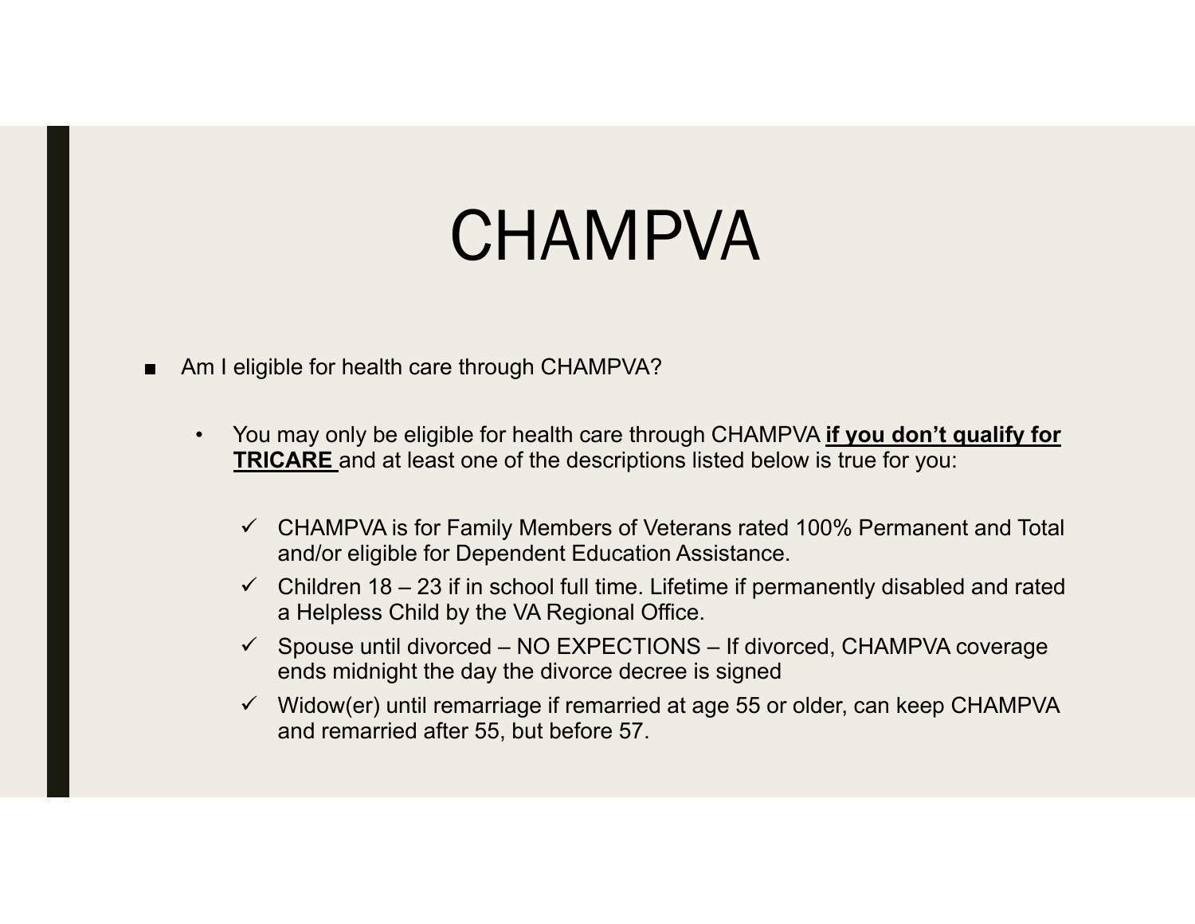# CHAMPVA

- Am I eligible for health care through CHAMPVA?

  - You may only be eligible for health care through CHAMPVA **if you don't qualify for TRICARE** and at least one of the descriptions listed below is true for you:

    - ✓ CHAMPVA is for Family Members of Veterans rated 100% Permanent and Total and/or eligible for Dependent Education Assistance.
    - ✓ Children 18 – 23 if in school full time. Lifetime if permanently disabled and rated a Helpless Child by the VA Regional Office.
    - ✓ Spouse until divorced – NO EXPECTIONS – If divorced, CHAMPVA coverage ends midnight the day the divorce decree is signed
    - ✓ Widow(er) until remarriage if remarried at age 55 or older, can keep CHAMPVA and remarried after 55, but before 57.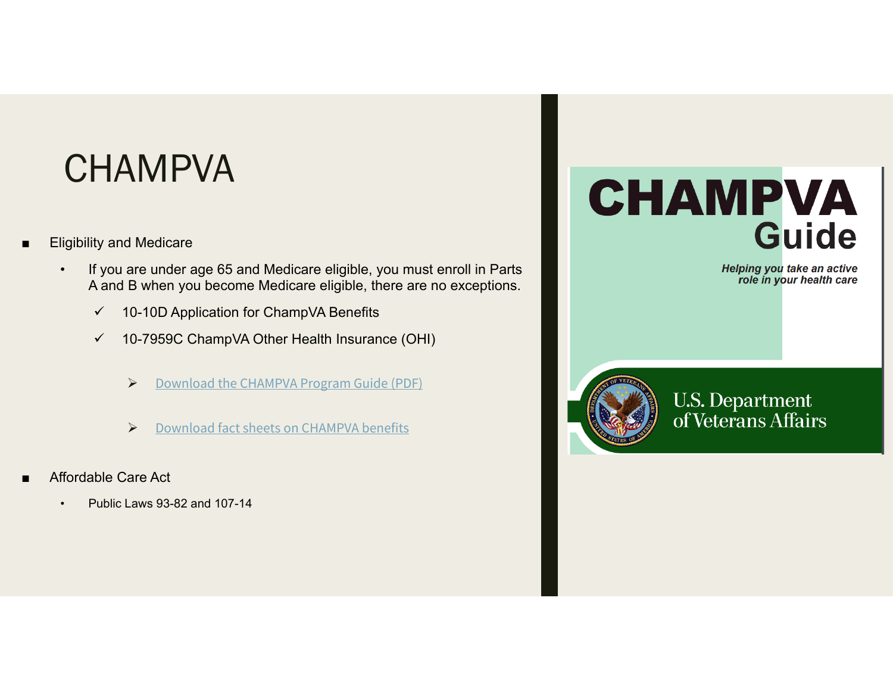# CHAMPVA

- Eligibility and Medicare
  - If you are under age 65 and Medicare eligible, you must enroll in Parts A and B when you become Medicare eligible, there are no exceptions.
    - ✓ 10-10D Application for ChampVA Benefits
    - ✓ 10-7959C ChampVA Other Health Insurance (OHI)
      - ➢ Download the CHAMPVA Program Guide (PDF)
      - ➢ Download fact sheets on CHAMPVA benefits
- Affordable Care Act
  - Public Laws 93-82 and 107-14

**CHAMPVA Guide**

*Helping you take an active role in your health care*

U.S. Department of Veterans Affairs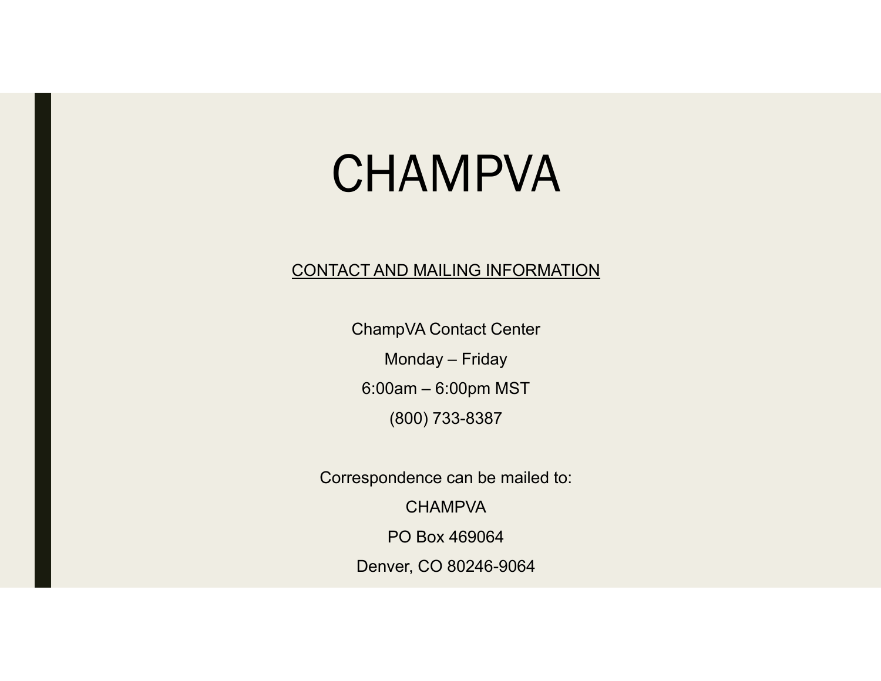# CHAMPVA

<u>CONTACT AND MAILING INFORMATION</u>

ChampVA Contact Center

Monday – Friday

6:00am – 6:00pm MST

(800) 733-8387

Correspondence can be mailed to:

CHAMPVA

PO Box 469064

Denver, CO 80246-9064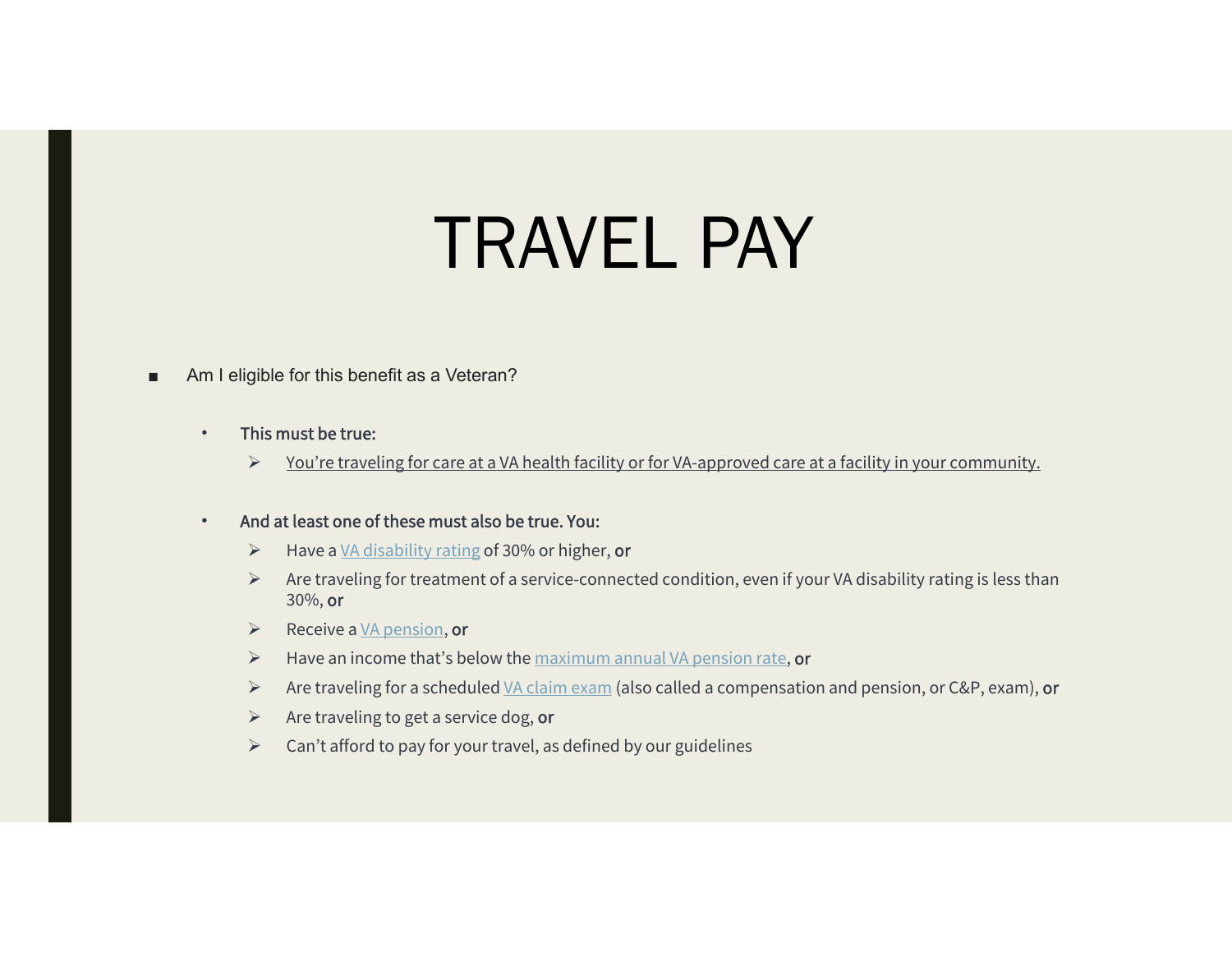# TRAVEL PAY

- Am I eligible for this benefit as a Veteran?
  - **This must be true:**
    - You're traveling for care at a VA health facility or for VA-approved care at a facility in your community.
  - **And at least one of these must also be true. You:**
    - Have a VA disability rating of 30% or higher, **or**
    - Are traveling for treatment of a service-connected condition, even if your VA disability rating is less than 30%, **or**
    - Receive a VA pension, **or**
    - Have an income that's below the maximum annual VA pension rate, **or**
    - Are traveling for a scheduled VA claim exam (also called a compensation and pension, or C&P, exam), **or**
    - Are traveling to get a service dog, **or**
    - Can't afford to pay for your travel, as defined by our guidelines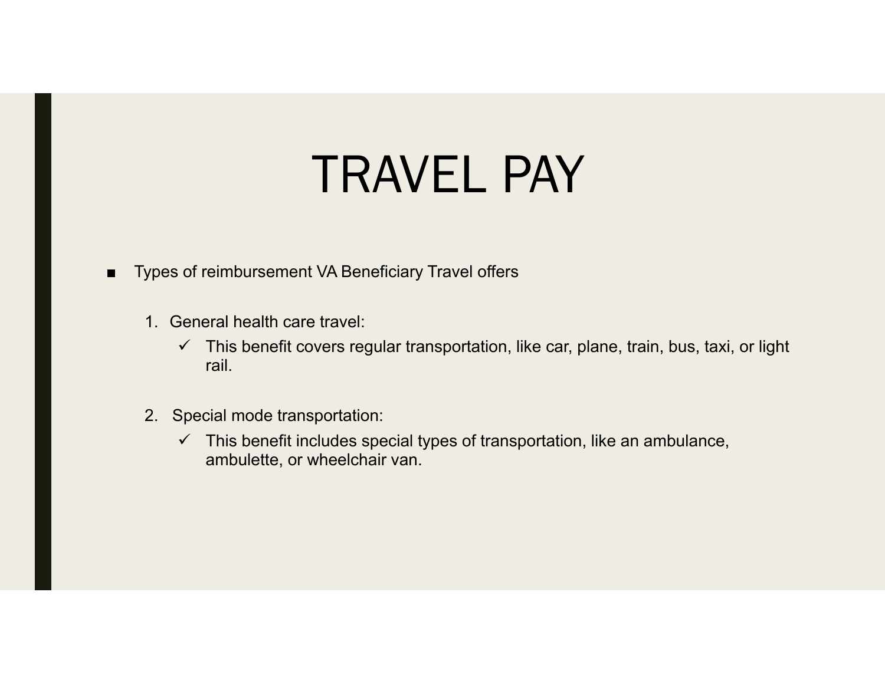# TRAVEL PAY

- Types of reimbursement VA Beneficiary Travel offers

  1. General health care travel:
     - ✓ This benefit covers regular transportation, like car, plane, train, bus, taxi, or light rail.

  2. Special mode transportation:
     - ✓ This benefit includes special types of transportation, like an ambulance, ambulette, or wheelchair van.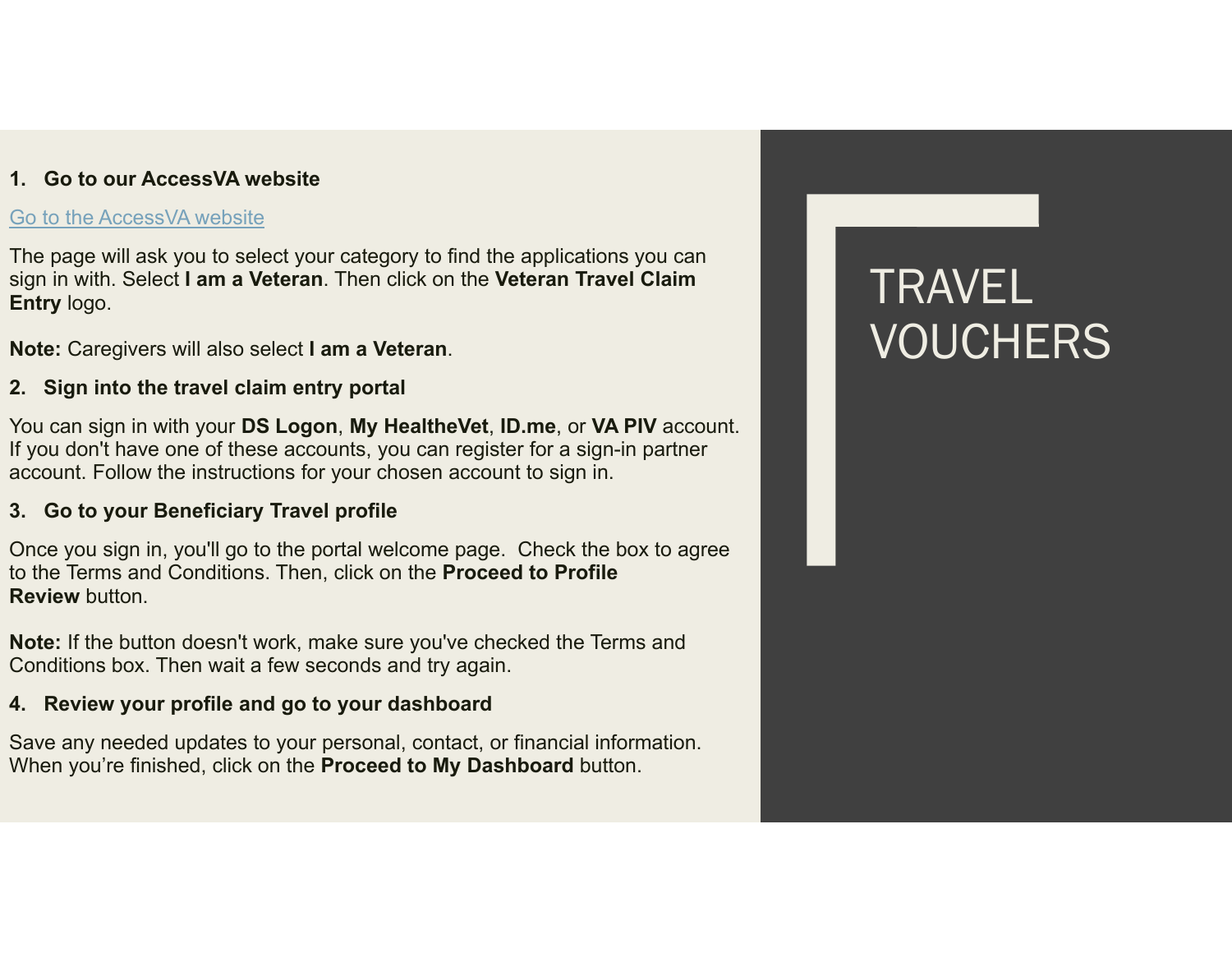# TRAVEL VOUCHERS

1. **Go to our AccessVA website**

[Go to the AccessVA website]

The page will ask you to select your category to find the applications you can sign in with. Select **I am a Veteran**. Then click on the **Veteran Travel Claim Entry** logo.

**Note:** Caregivers will also select **I am a Veteran**.

2. **Sign into the travel claim entry portal**

You can sign in with your **DS Logon**, **My HealtheVet**, **ID.me**, or **VA PIV** account. If you don't have one of these accounts, you can register for a sign-in partner account. Follow the instructions for your chosen account to sign in.

3. **Go to your Beneficiary Travel profile**

Once you sign in, you'll go to the portal welcome page. Check the box to agree to the Terms and Conditions. Then, click on the **Proceed to Profile Review** button.

**Note:** If the button doesn't work, make sure you've checked the Terms and Conditions box. Then wait a few seconds and try again.

4. **Review your profile and go to your dashboard**

Save any needed updates to your personal, contact, or financial information. When you're finished, click on the **Proceed to My Dashboard** button.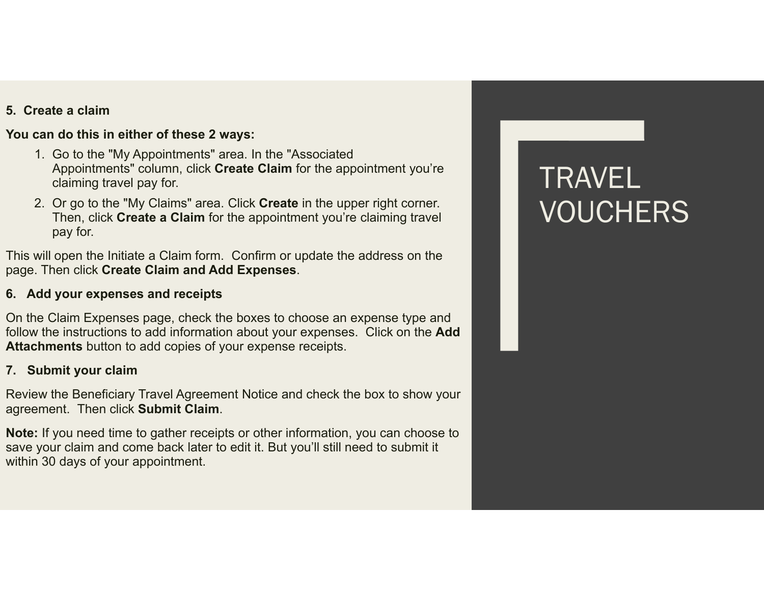# TRAVEL VOUCHERS

**5. Create a claim**

**You can do this in either of these 2 ways:**

1. Go to the "My Appointments" area. In the "Associated Appointments" column, click **Create Claim** for the appointment you're claiming travel pay for.
2. Or go to the "My Claims" area. Click **Create** in the upper right corner. Then, click **Create a Claim** for the appointment you're claiming travel pay for.

This will open the Initiate a Claim form. Confirm or update the address on the page. Then click **Create Claim and Add Expenses**.

**6. Add your expenses and receipts**

On the Claim Expenses page, check the boxes to choose an expense type and follow the instructions to add information about your expenses. Click on the **Add Attachments** button to add copies of your expense receipts.

**7. Submit your claim**

Review the Beneficiary Travel Agreement Notice and check the box to show your agreement. Then click **Submit Claim**.

**Note:** If you need time to gather receipts or other information, you can choose to save your claim and come back later to edit it. But you'll still need to submit it within 30 days of your appointment.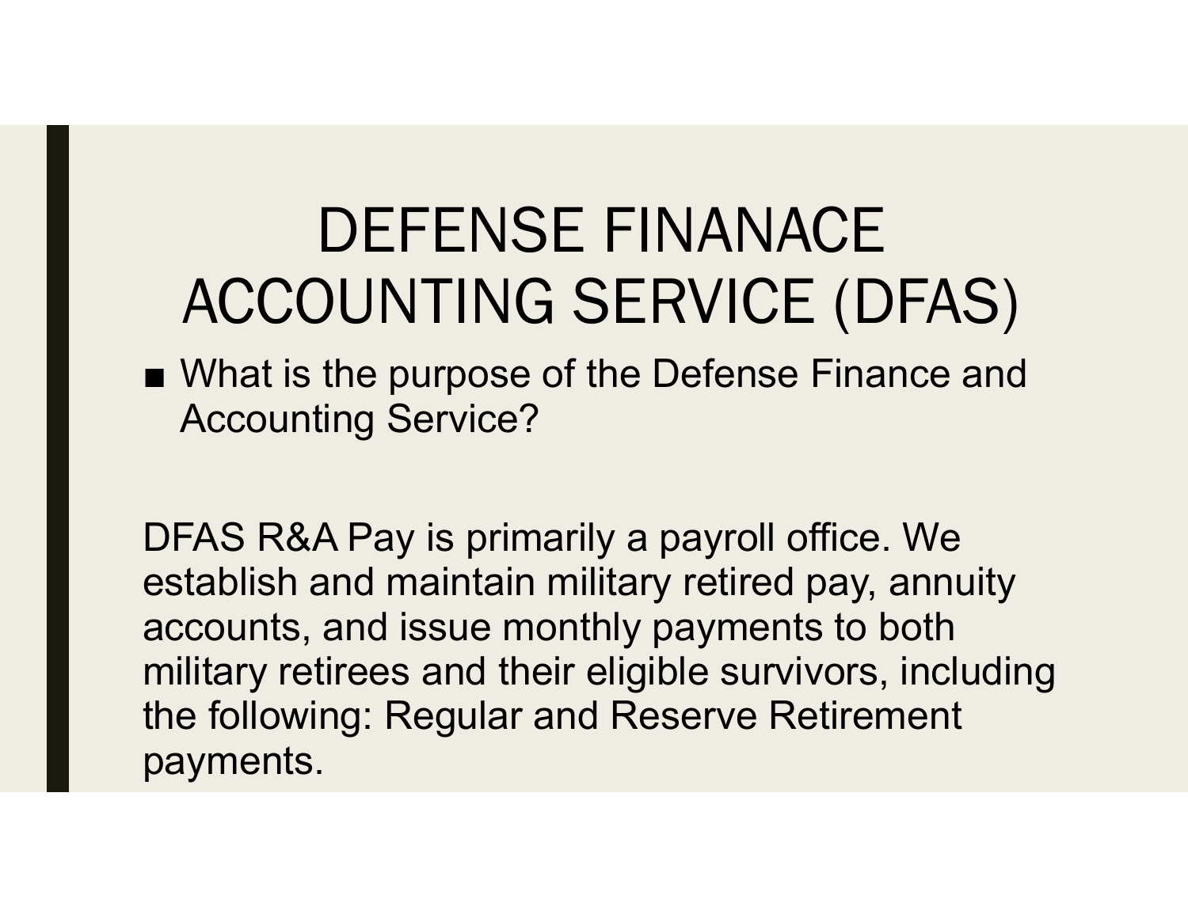# DEFENSE FINANACE ACCOUNTING SERVICE (DFAS)

- What is the purpose of the Defense Finance and Accounting Service?

DFAS R&A Pay is primarily a payroll office. We establish and maintain military retired pay, annuity accounts, and issue monthly payments to both military retirees and their eligible survivors, including the following: Regular and Reserve Retirement payments.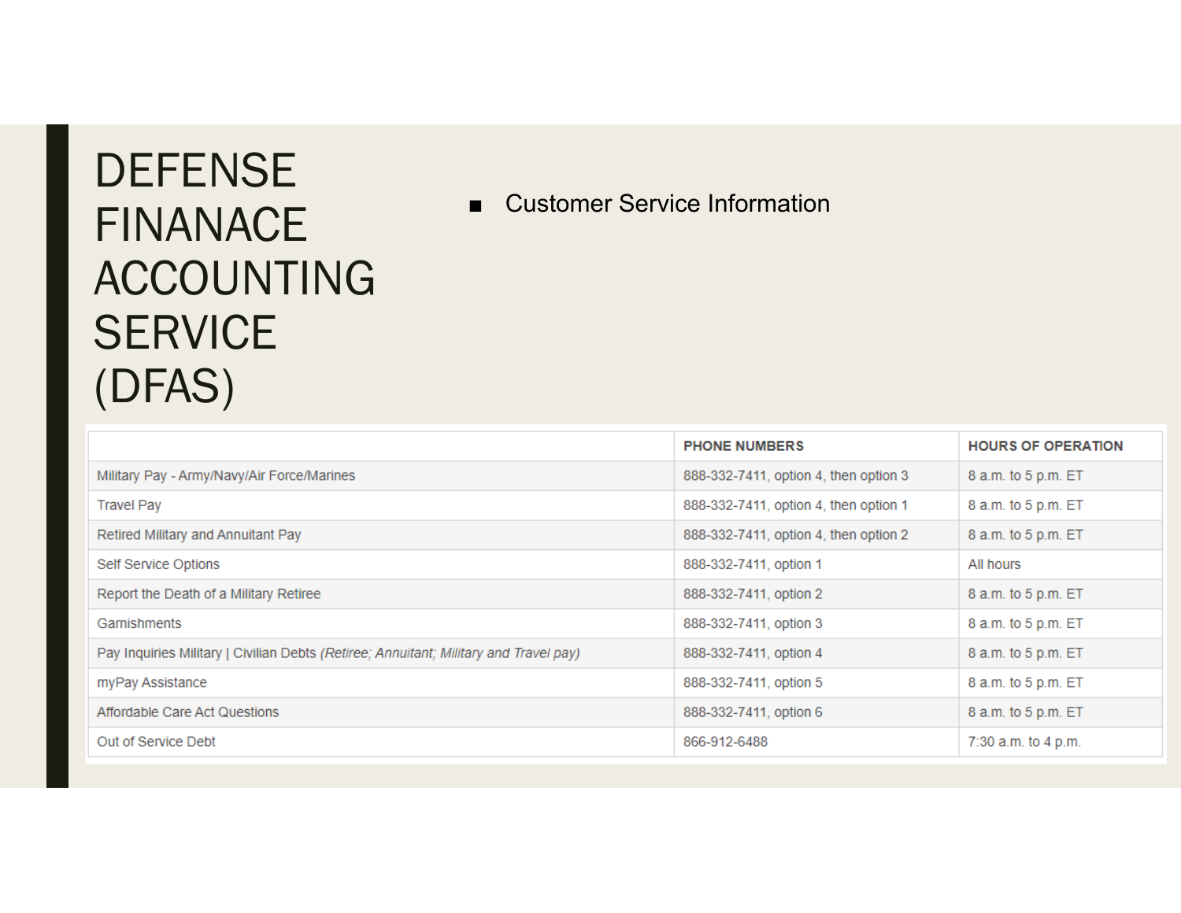# DEFENSE FINANACE ACCOUNTING SERVICE (DFAS)

- Customer Service Information

| | PHONE NUMBERS | HOURS OF OPERATION |
|---|---|---|
| Military Pay - Army/Navy/Air Force/Marines | 888-332-7411, option 4, then option 3 | 8 a.m. to 5 p.m. ET |
| Travel Pay | 888-332-7411, option 4, then option 1 | 8 a.m. to 5 p.m. ET |
| Retired Military and Annuitant Pay | 888-332-7411, option 4, then option 2 | 8 a.m. to 5 p.m. ET |
| Self Service Options | 888-332-7411, option 1 | All hours |
| Report the Death of a Military Retiree | 888-332-7411, option 2 | 8 a.m. to 5 p.m. ET |
| Garnishments | 888-332-7411, option 3 | 8 a.m. to 5 p.m. ET |
| Pay Inquiries Military \| Civilian Debts *(Retiree; Annuitant; Military and Travel pay)* | 888-332-7411, option 4 | 8 a.m. to 5 p.m. ET |
| myPay Assistance | 888-332-7411, option 5 | 8 a.m. to 5 p.m. ET |
| Affordable Care Act Questions | 888-332-7411, option 6 | 8 a.m. to 5 p.m. ET |
| Out of Service Debt | 866-912-6488 | 7:30 a.m. to 4 p.m. |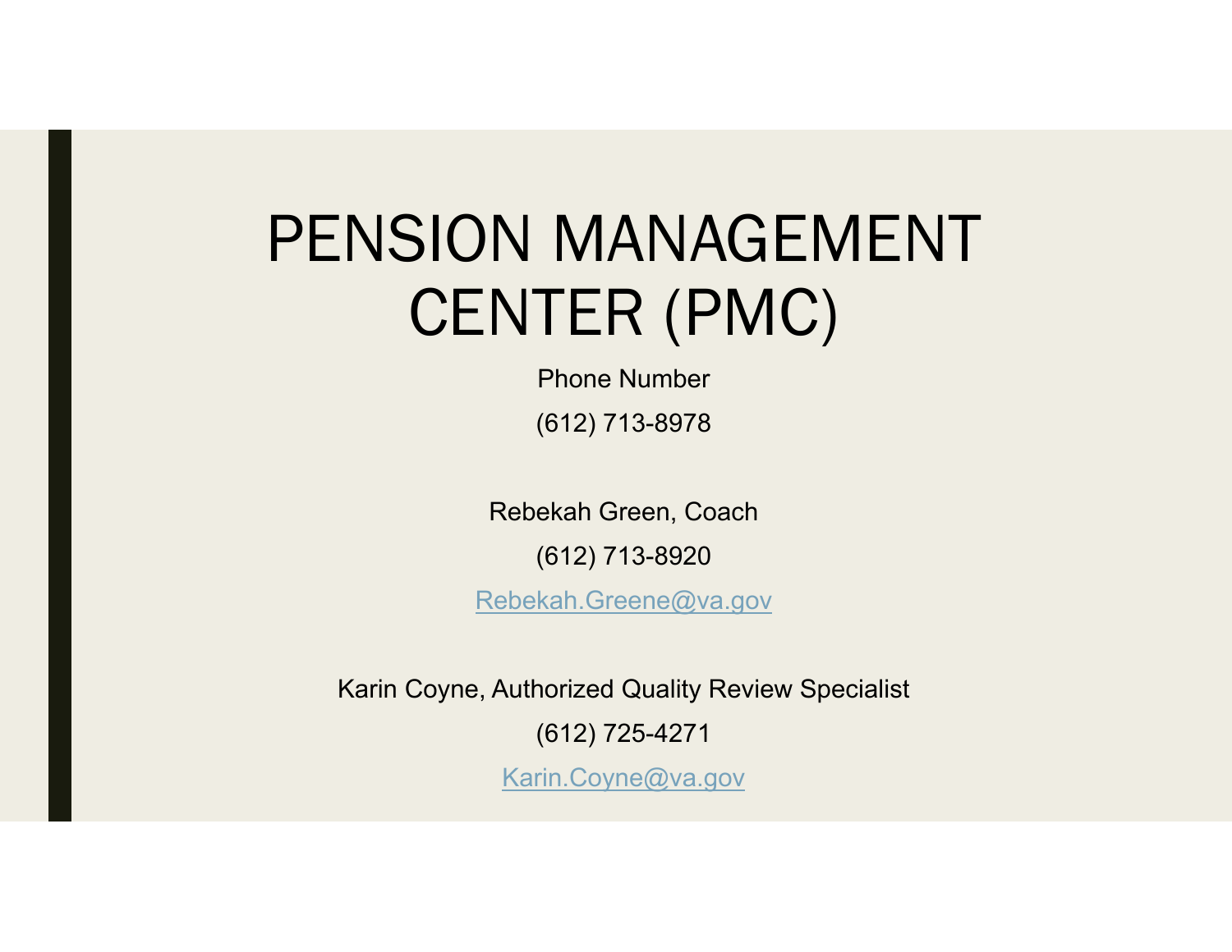# PENSION MANAGEMENT CENTER (PMC)

Phone Number

(612) 713-8978

Rebekah Green, Coach

(612) 713-8920

Rebekah.Greene@va.gov

Karin Coyne, Authorized Quality Review Specialist

(612) 725-4271

Karin.Coyne@va.gov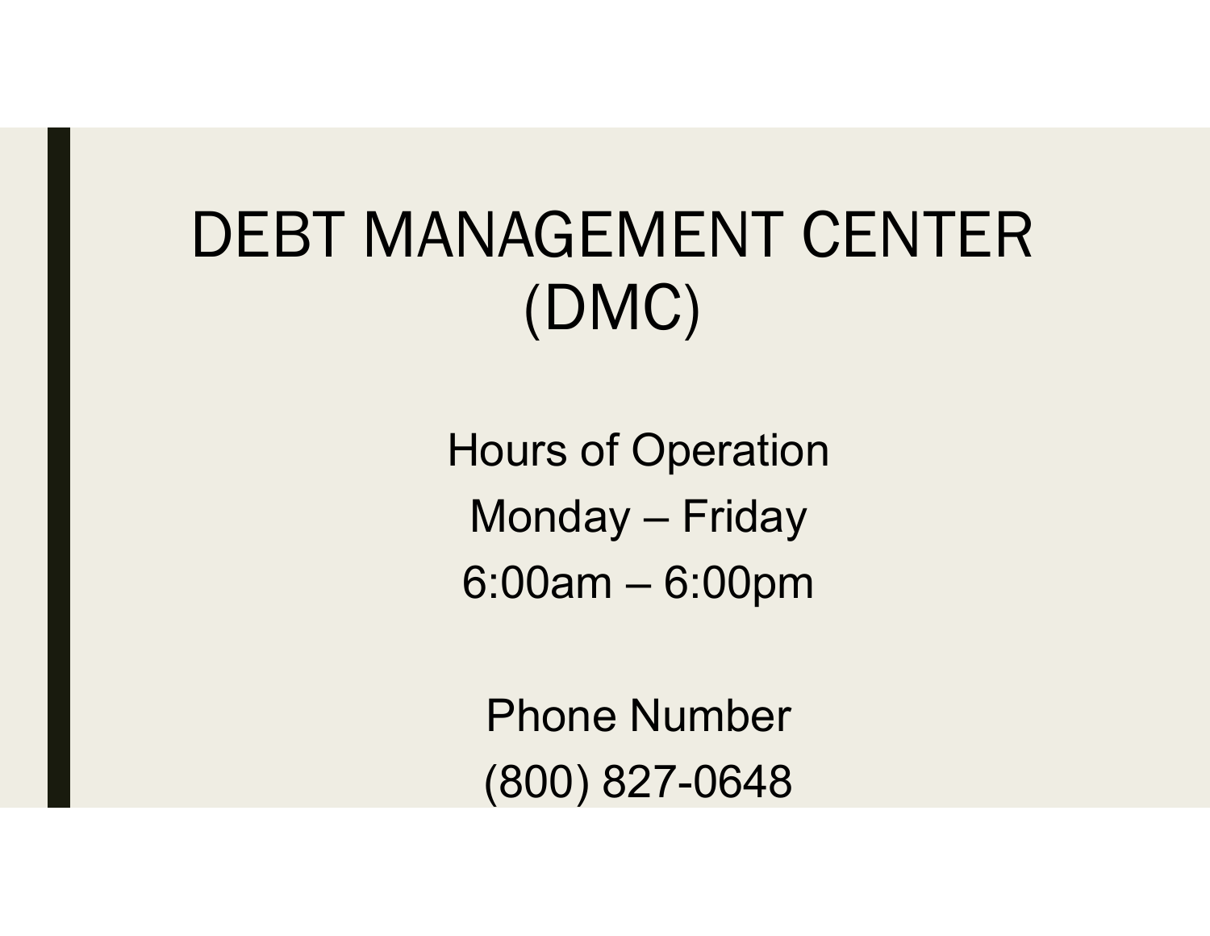# DEBT MANAGEMENT CENTER (DMC)

Hours of Operation

Monday – Friday

6:00am – 6:00pm

Phone Number

(800) 827-0648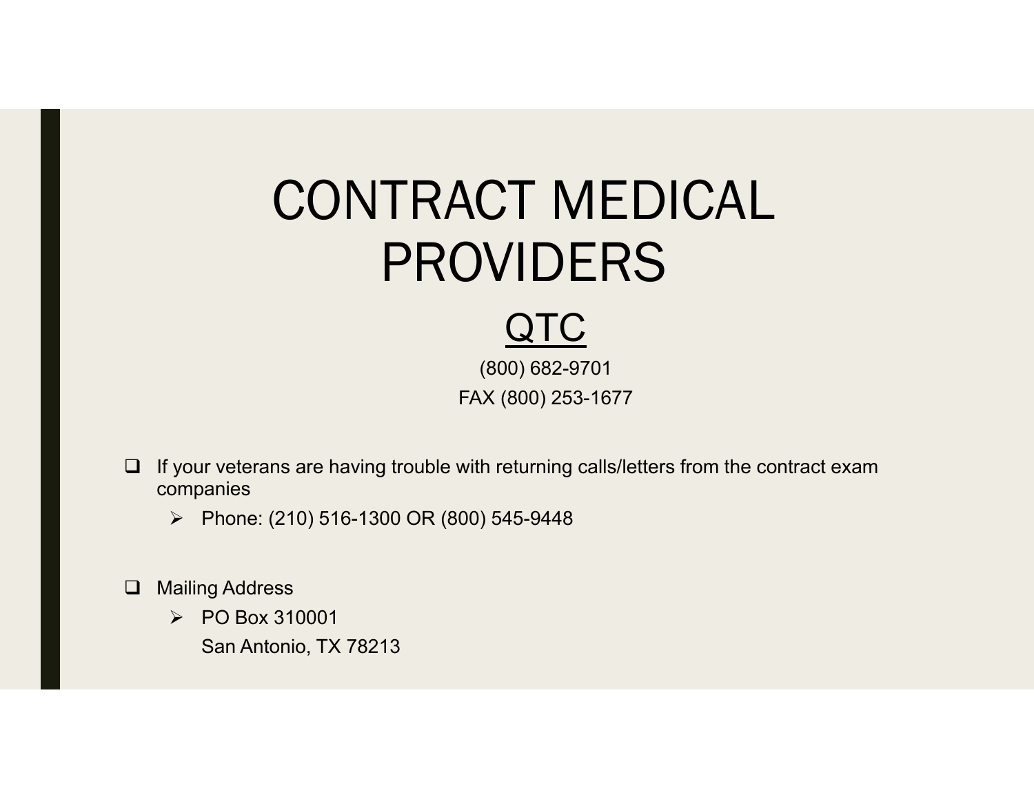# CONTRACT MEDICAL PROVIDERS

## QTC

(800) 682-9701

FAX (800) 253-1677

- If your veterans are having trouble with returning calls/letters from the contract exam companies
  - Phone: (210) 516-1300 OR (800) 545-9448

- Mailing Address
  - PO Box 310001
    San Antonio, TX 78213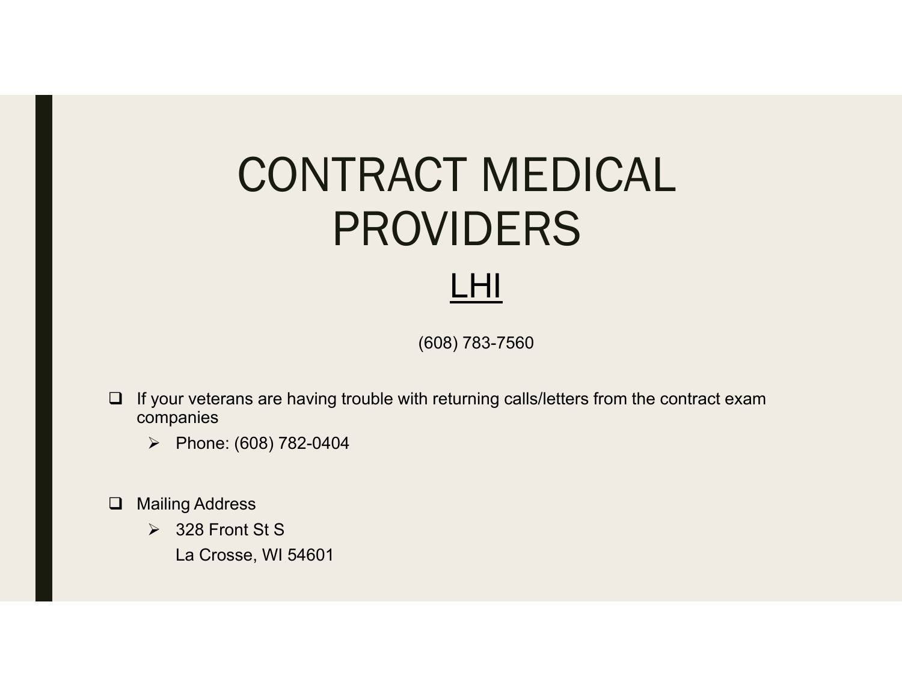# CONTRACT MEDICAL PROVIDERS

## LHI

(608) 783-7560

- If your veterans are having trouble with returning calls/letters from the contract exam companies
  - Phone: (608) 782-0404

- Mailing Address
  - 328 Front St S
    La Crosse, WI 54601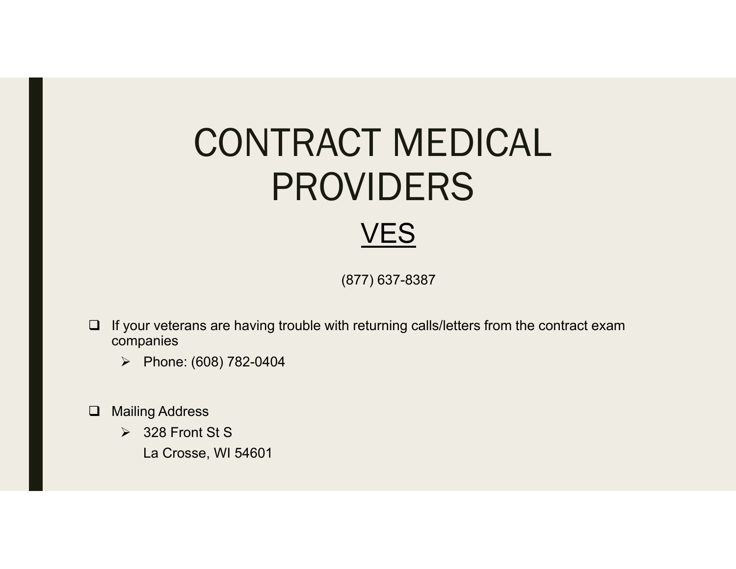# CONTRACT MEDICAL PROVIDERS

## VES

(877) 637-8387

- If your veterans are having trouble with returning calls/letters from the contract exam companies
  - Phone: (608) 782-0404

- Mailing Address
  - 328 Front St S
    La Crosse, WI 54601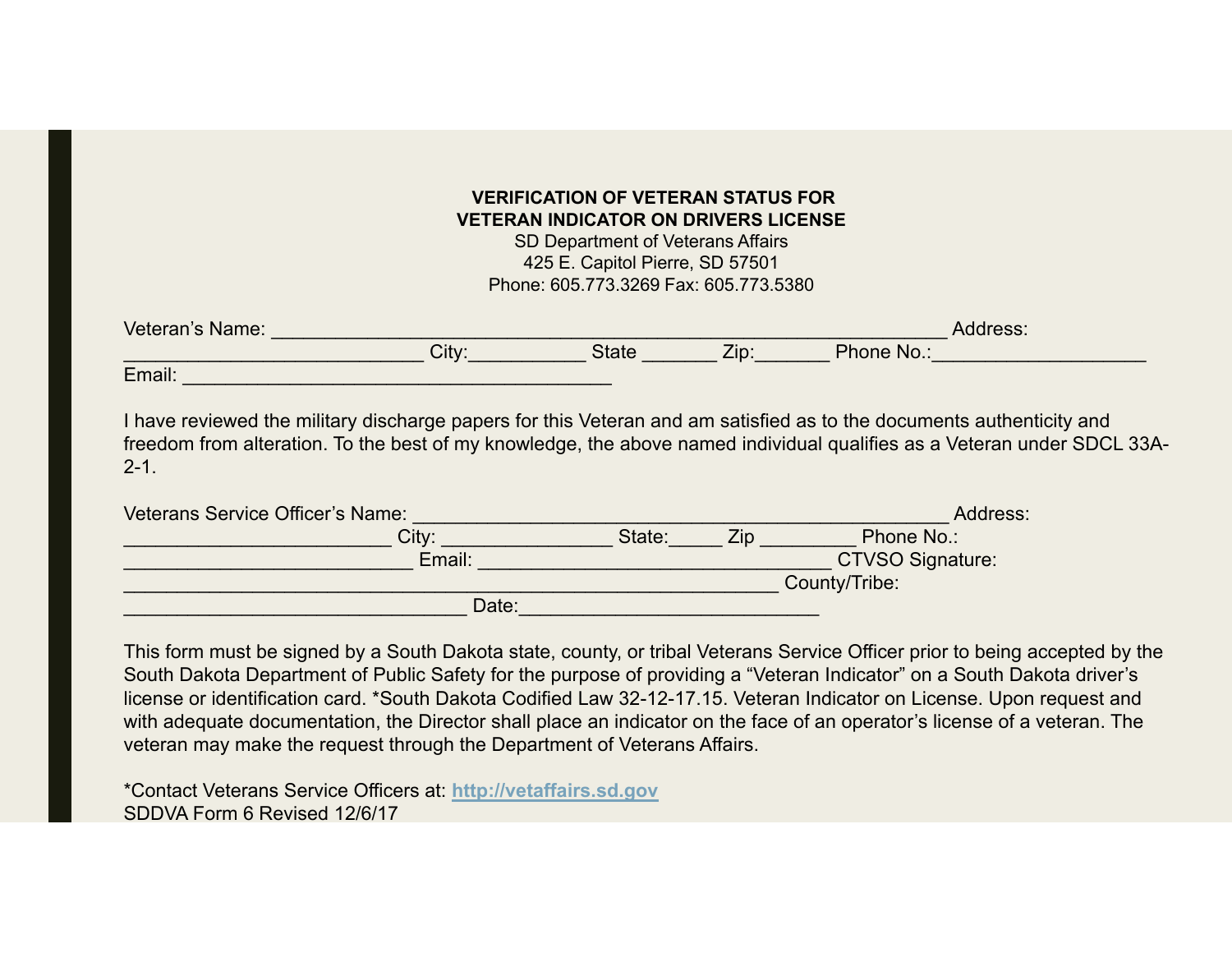**VERIFICATION OF VETERAN STATUS FOR**
**VETERAN INDICATOR ON DRIVERS LICENSE**

SD Department of Veterans Affairs
425 E. Capitol Pierre, SD 57501
Phone: 605.773.3269 Fax: 605.773.5380

Veteran's Name: ___________________________________________________________ Address: ___________________________ City:___________ State _______ Zip:_______ Phone No.:___________________
Email: _______________________________________

I have reviewed the military discharge papers for this Veteran and am satisfied as to the documents authenticity and freedom from alteration. To the best of my knowledge, the above named individual qualifies as a Veteran under SDCL 33A-2-1.

Veterans Service Officer's Name: ________________________________________________ Address: ________________________ City: ________________ State:_____ Zip _________ Phone No.: ___________________________ Email: ________________________________ CTVSO Signature: _______________________________________________________________ County/Tribe: _______________________________ Date:____________________________

This form must be signed by a South Dakota state, county, or tribal Veterans Service Officer prior to being accepted by the South Dakota Department of Public Safety for the purpose of providing a "Veteran Indicator" on a South Dakota driver's license or identification card. *South Dakota Codified Law 32-12-17.15. Veteran Indicator on License. Upon request and with adequate documentation, the Director shall place an indicator on the face of an operator's license of a veteran. The veteran may make the request through the Department of Veterans Affairs.

*Contact Veterans Service Officers at: **http://vetaffairs.sd.gov**
SDDVA Form 6 Revised 12/6/17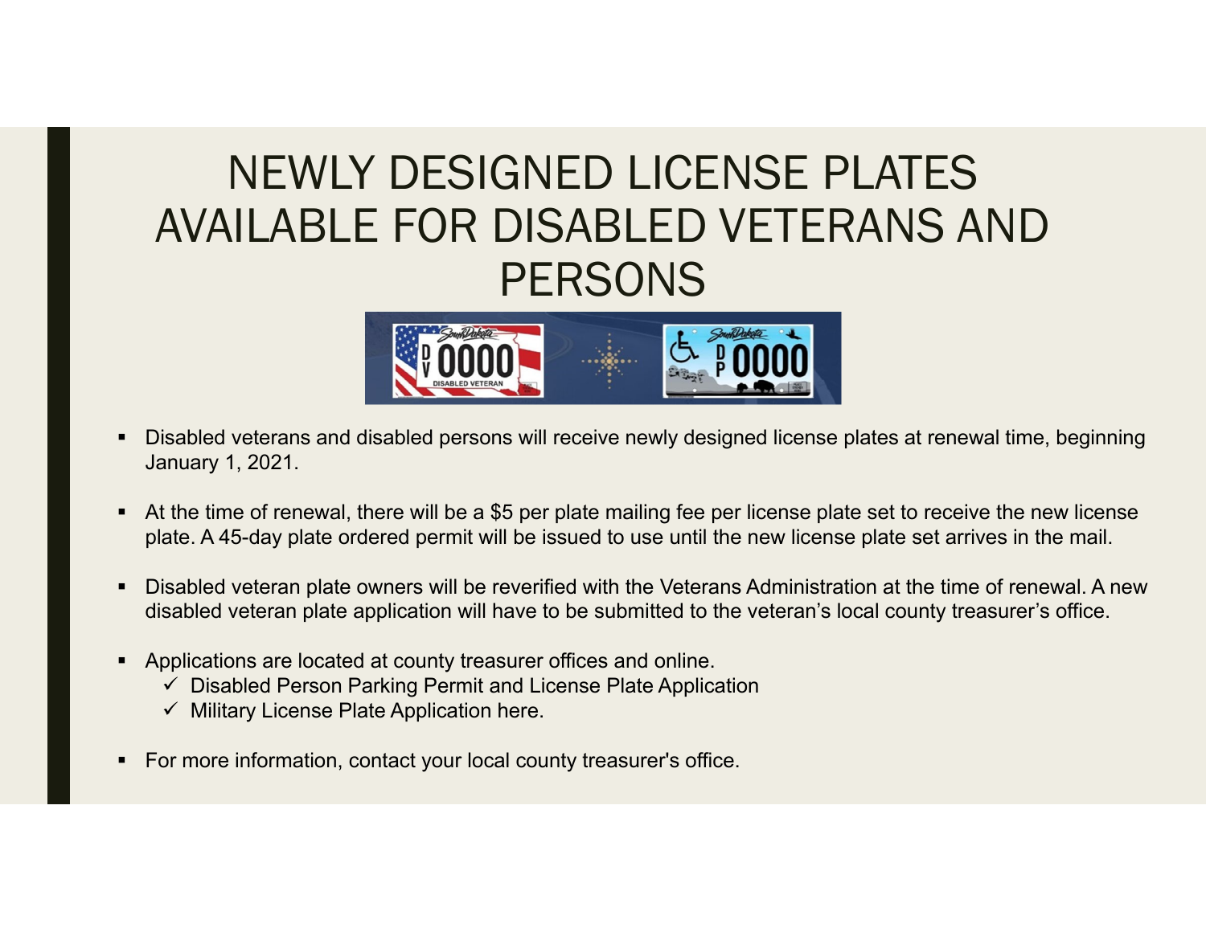# NEWLY DESIGNED LICENSE PLATES AVAILABLE FOR DISABLED VETERANS AND PERSONS

- Disabled veterans and disabled persons will receive newly designed license plates at renewal time, beginning January 1, 2021.
- At the time of renewal, there will be a $5 per plate mailing fee per license plate set to receive the new license plate. A 45-day plate ordered permit will be issued to use until the new license plate set arrives in the mail.
- Disabled veteran plate owners will be reverified with the Veterans Administration at the time of renewal. A new disabled veteran plate application will have to be submitted to the veteran's local county treasurer's office.
- Applications are located at county treasurer offices and online.
  - ✓ Disabled Person Parking Permit and License Plate Application
  - ✓ Military License Plate Application here.
- For more information, contact your local county treasurer's office.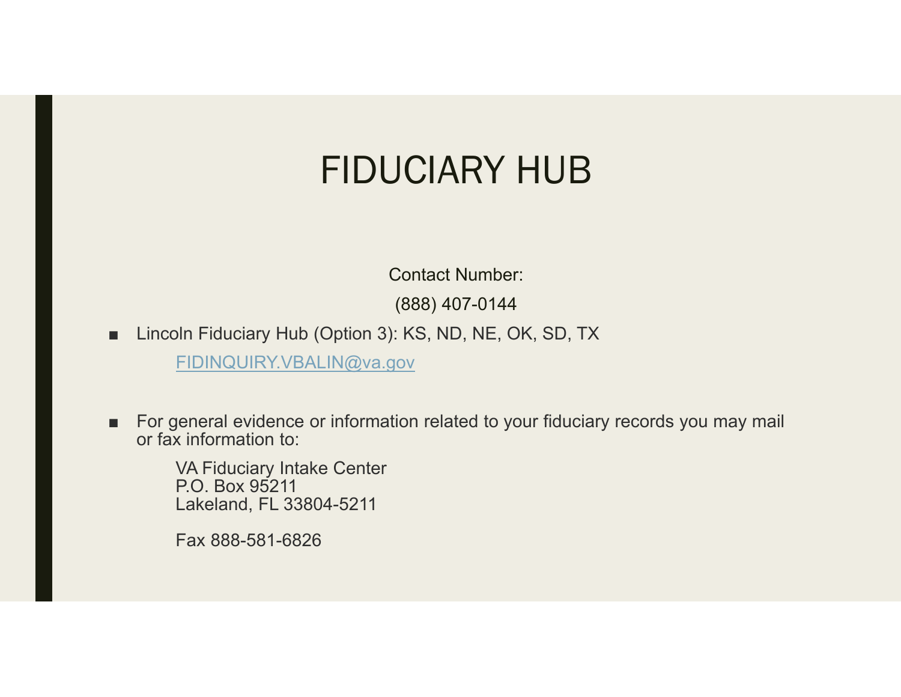# FIDUCIARY HUB

Contact Number:

(888) 407-0144

- Lincoln Fiduciary Hub (Option 3): KS, ND, NE, OK, SD, TX

  FIDINQUIRY.VBALIN@va.gov

- For general evidence or information related to your fiduciary records you may mail or fax information to:

  VA Fiduciary Intake Center
  P.O. Box 95211
  Lakeland, FL 33804-5211

  Fax 888-581-6826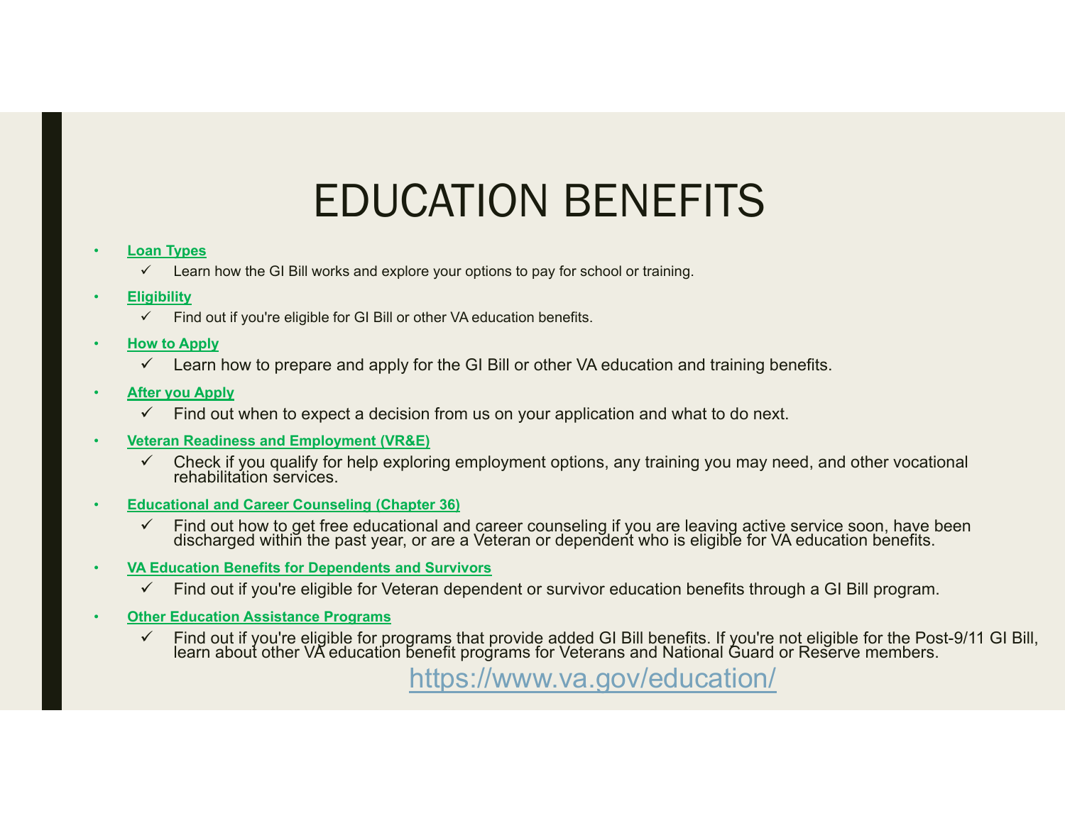# EDUCATION BENEFITS

- **Loan Types**
  - ✓ Learn how the GI Bill works and explore your options to pay for school or training.
- **Eligibility**
  - ✓ Find out if you're eligible for GI Bill or other VA education benefits.
- **How to Apply**
  - ✓ Learn how to prepare and apply for the GI Bill or other VA education and training benefits.
- **After you Apply**
  - ✓ Find out when to expect a decision from us on your application and what to do next.
- **Veteran Readiness and Employment (VR&E)**
  - ✓ Check if you qualify for help exploring employment options, any training you may need, and other vocational rehabilitation services.
- **Educational and Career Counseling (Chapter 36)**
  - ✓ Find out how to get free educational and career counseling if you are leaving active service soon, have been discharged within the past year, or are a Veteran or dependent who is eligible for VA education benefits.
- **VA Education Benefits for Dependents and Survivors**
  - ✓ Find out if you're eligible for Veteran dependent or survivor education benefits through a GI Bill program.
- **Other Education Assistance Programs**
  - ✓ Find out if you're eligible for programs that provide added GI Bill benefits. If you're not eligible for the Post-9/11 GI Bill, learn about other VA education benefit programs for Veterans and National Guard or Reserve members.

https://www.va.gov/education/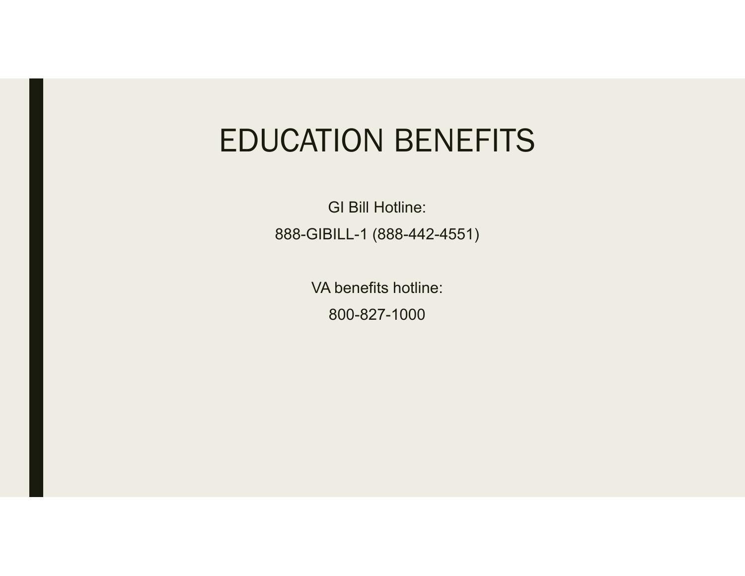# EDUCATION BENEFITS

GI Bill Hotline:

888-GIBILL-1 (888-442-4551)

VA benefits hotline:

800-827-1000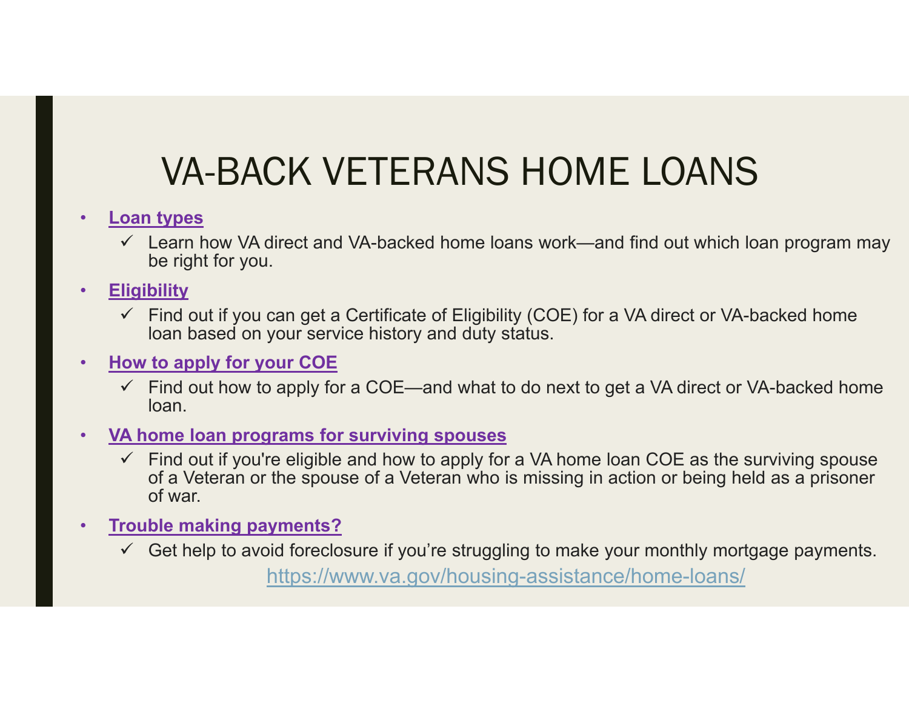# VA-BACK VETERANS HOME LOANS

- **Loan types**
  - ✓ Learn how VA direct and VA-backed home loans work—and find out which loan program may be right for you.
- **Eligibility**
  - ✓ Find out if you can get a Certificate of Eligibility (COE) for a VA direct or VA-backed home loan based on your service history and duty status.
- **How to apply for your COE**
  - ✓ Find out how to apply for a COE—and what to do next to get a VA direct or VA-backed home loan.
- **VA home loan programs for surviving spouses**
  - ✓ Find out if you're eligible and how to apply for a VA home loan COE as the surviving spouse of a Veteran or the spouse of a Veteran who is missing in action or being held as a prisoner of war.
- **Trouble making payments?**
  - ✓ Get help to avoid foreclosure if you're struggling to make your monthly mortgage payments.

https://www.va.gov/housing-assistance/home-loans/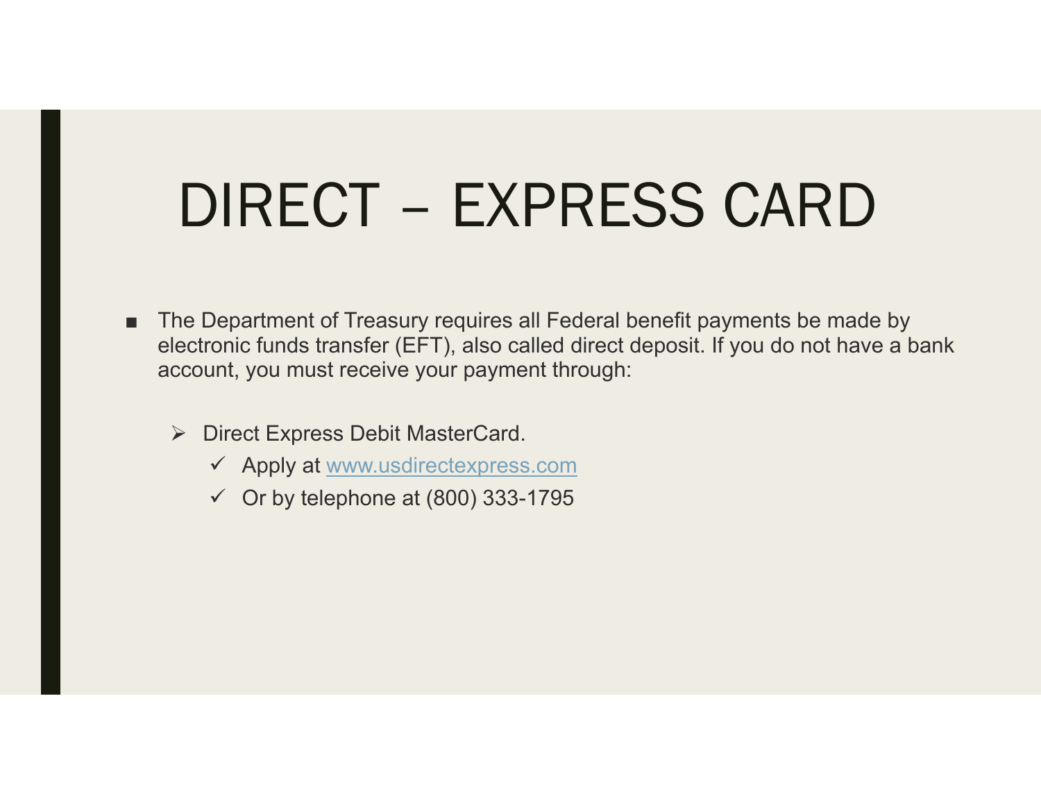# DIRECT – EXPRESS CARD

- The Department of Treasury requires all Federal benefit payments be made by electronic funds transfer (EFT), also called direct deposit. If you do not have a bank account, you must receive your payment through:
  - Direct Express Debit MasterCard.
    - ✓ Apply at www.usdirectexpress.com
    - ✓ Or by telephone at (800) 333-1795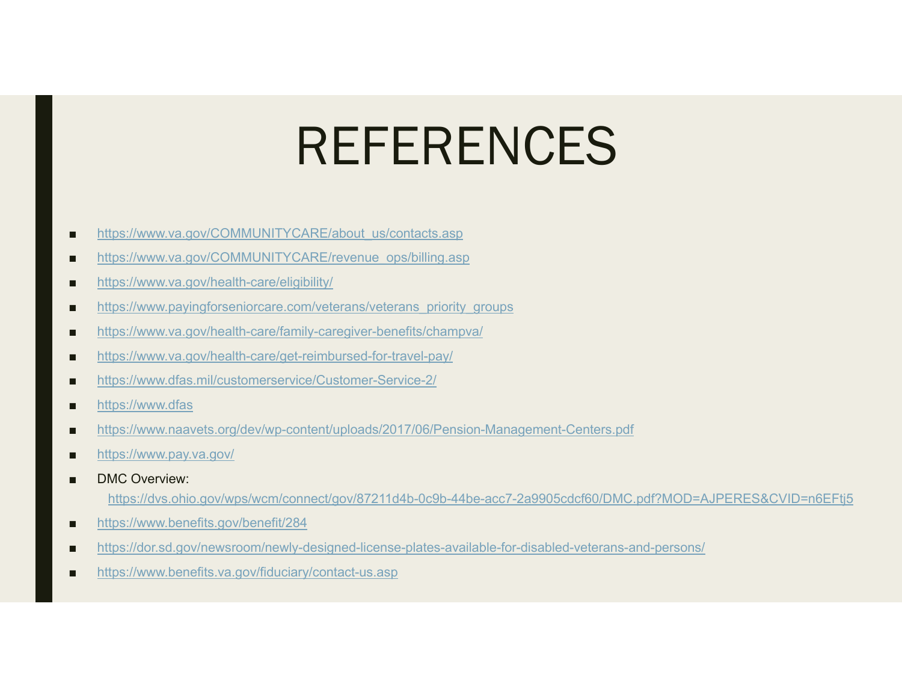# REFERENCES

- https://www.va.gov/COMMUNITYCARE/about_us/contacts.asp
- https://www.va.gov/COMMUNITYCARE/revenue_ops/billing.asp
- https://www.va.gov/health-care/eligibility/
- https://www.payingforseniorcare.com/veterans/veterans_priority_groups
- https://www.va.gov/health-care/family-caregiver-benefits/champva/
- https://www.va.gov/health-care/get-reimbursed-for-travel-pay/
- https://www.dfas.mil/customerservice/Customer-Service-2/
- https://www.dfas
- https://www.naavets.org/dev/wp-content/uploads/2017/06/Pension-Management-Centers.pdf
- https://www.pay.va.gov/
- DMC Overview: https://dvs.ohio.gov/wps/wcm/connect/gov/87211d4b-0c9b-44be-acc7-2a9905cdcf60/DMC.pdf?MOD=AJPERES&CVID=n6EFtj5
- https://www.benefits.gov/benefit/284
- https://dor.sd.gov/newsroom/newly-designed-license-plates-available-for-disabled-veterans-and-persons/
- https://www.benefits.va.gov/fiduciary/contact-us.asp